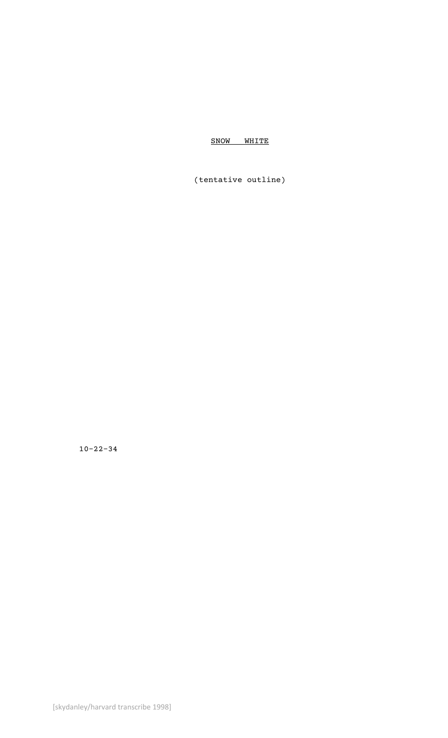# <u>SNOW WHITE</u>

(tentative outline)

10-22-34

[skydanley/harvard transcribe 1998]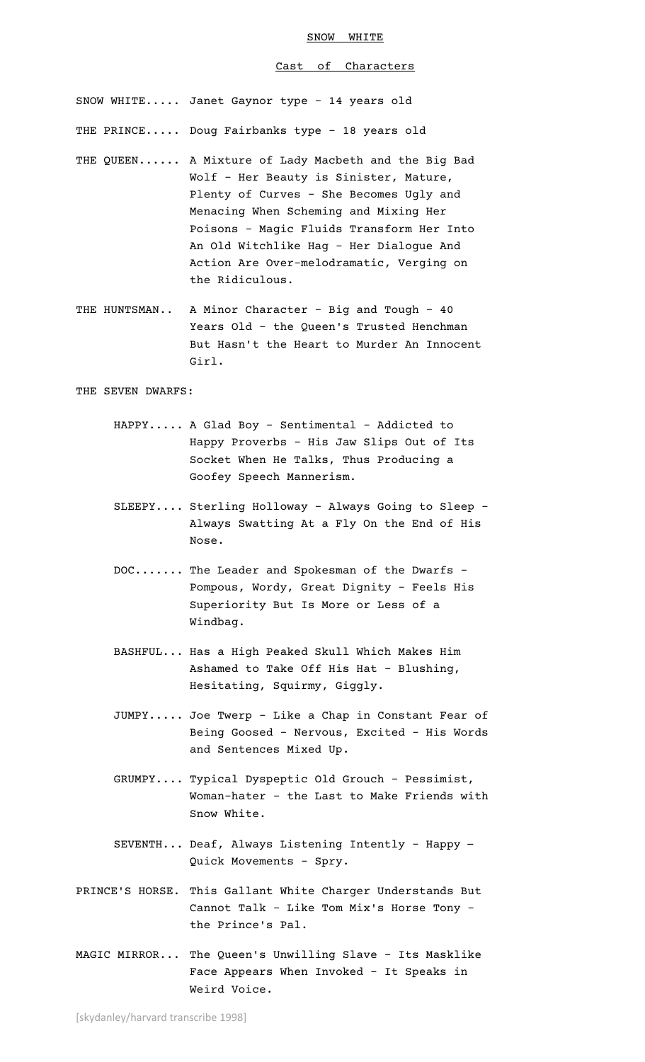# SNOW WHITE

## Cast of Characters

SNOW WHITE..... Janet Gaynor type - 14 years old

THE PRINCE..... Doug Fairbanks type - 18 years old

THE QUEEN...... A Mixture of Lady Macbeth and the Big Bad Wolf - Her Beauty is Sinister, Mature, Plenty of Curves - She Becomes Ugly and Menacing When Scheming and Mixing Her Poisons - Magic Fluids Transform Her Into An Old Witchlike Hag - Her Dialogue And Action Are Over-melodramatic, Verging on the Ridiculous.

THE HUNTSMAN.. A Minor Character - Big and Tough - 40 Years Old - the Queen's Trusted Henchman But Hasn't the Heart to Murder An Innocent Girl.

THE SEVEN DWARFS:

- HAPPY..... A Glad Boy - Sentimental - Addicted to Happy Proverbs - His Jaw Slips Out of Its Socket When He Talks, Thus Producing a Goofey Speech Mannerism.
- SLEEPY.... Sterling Holloway - Always Going to Sleep - Always Swatting At a Fly On the End of His Nose.
- DOC....... The Leader and Spokesman of the Dwarfs - Pompous, Wordy, Great Dignity - Feels His Superiority But Is More or Less of a Windbag.
- BASHFUL... Has a High Peaked Skull Which Makes Him Ashamed to Take Off His Hat - Blushing, Hesitating, Squirmy, Giggly.
- JUMPY..... Joe Twerp - Like a Chap in Constant Fear of Being Goosed - Nervous, Excited - His Words and Sentences Mixed Up.
- GRUMPY.... Typical Dyspeptic Old Grouch - Pessimist, Woman-hater - the Last to Make Friends with Snow White.
- SEVENTH... Deaf, Always Listening Intently - Happy – Quick Movements - Spry.

PRINCE'S HORSE. This Gallant White Charger Understands But Cannot Talk - Like Tom Mix's Horse Tony - the Prince's Pal.

MAGIC MIRROR... The Queen's Unwilling Slave - Its Masklike Face Appears When Invoked - It Speaks in Weird Voice.

[skydanley/harvard transcribe 1998]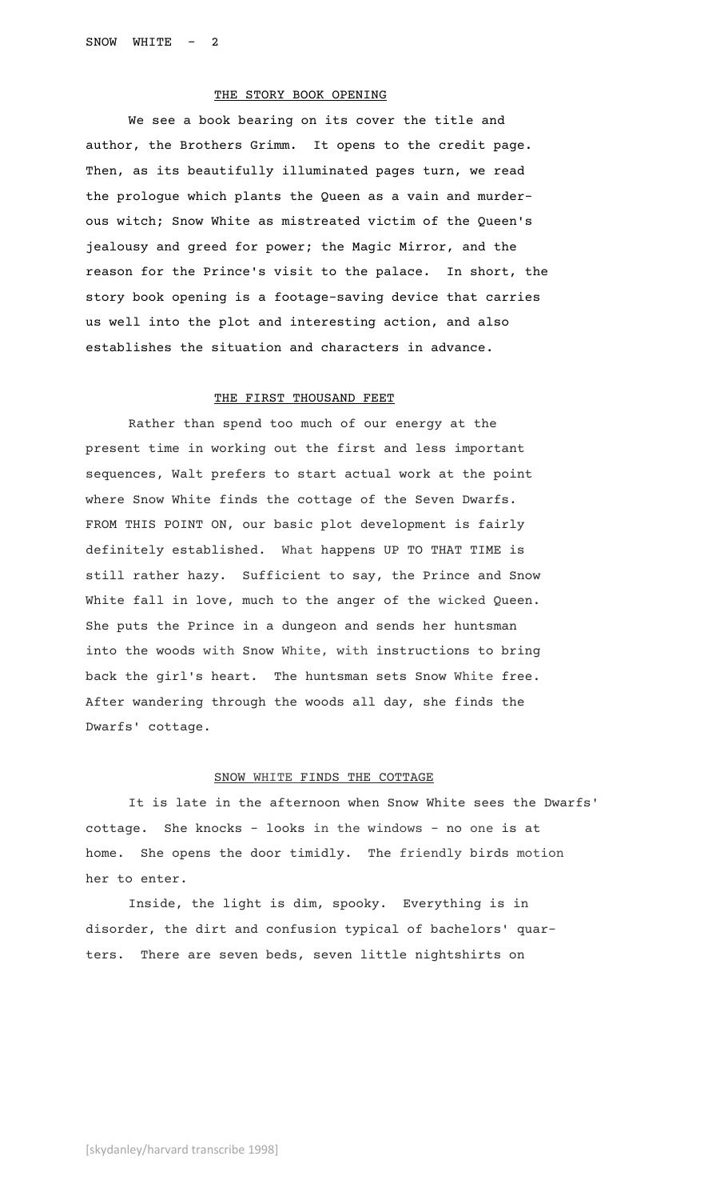## THE STORY BOOK OPENING

We see a book bearing on its cover the title and author, the Brothers Grimm. It opens to the credit page. Then, as its beautifully illuminated pages turn, we read the prologue which plants the Queen as a vain and murderous witch; Snow White as mistreated victim of the Queen's jealousy and greed for power; the Magic Mirror, and the reason for the Prince's visit to the palace. In short, the story book opening is a footage-saving device that carries us well into the plot and interesting action, and also establishes the situation and characters in advance.

## THE FIRST THOUSAND FEET

Rather than spend too much of our energy at the present time in working out the first and less important sequences, Walt prefers to start actual work at the point where Snow White finds the cottage of the Seven Dwarfs. FROM THIS POINT ON, our basic plot development is fairly definitely established. What happens UP TO THAT TIME is still rather hazy. Sufficient to say, the Prince and Snow White fall in love, much to the anger of the wicked Queen. She puts the Prince in a dungeon and sends her huntsman into the woods with Snow White, with instructions to bring back the girl's heart. The huntsman sets Snow White free. After wandering through the woods all day, she finds the Dwarfs' cottage.

## SNOW WHITE FINDS THE COTTAGE

It is late in the afternoon when Snow White sees the Dwarfs' cottage. She knocks - looks in the windows - no one is at home. She opens the door timidly. The friendly birds motion her to enter.

Inside, the light is dim, spooky. Everything is in disorder, the dirt and confusion typical of bachelors' quarters. There are seven beds, seven little nightshirts on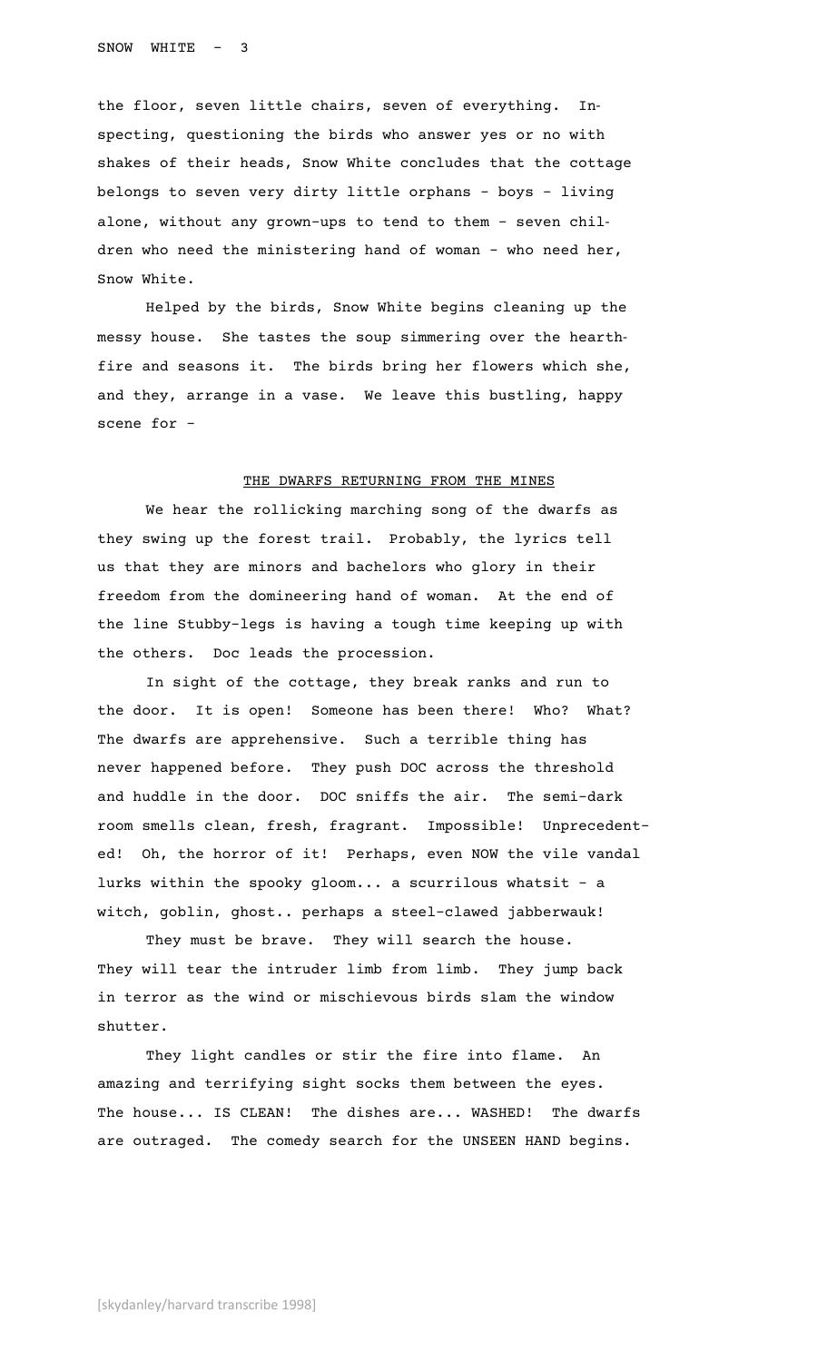the floor, seven little chairs, seven of everything. Inspecting, questioning the birds who answer yes or no with shakes of their heads, Snow White concludes that the cottage belongs to seven very dirty little orphans - boys - living alone, without any grown-ups to tend to them - seven children who need the ministering hand of woman - who need her, Snow White.

Helped by the birds, Snow White begins cleaning up the messy house. She tastes the soup simmering over the hearthfire and seasons it. The birds bring her flowers which she, and they, arrange in a vase. We leave this bustling, happy scene for -

## THE DWARFS RETURNING FROM THE MINES

We hear the rollicking marching song of the dwarfs as they swing up the forest trail. Probably, the lyrics tell us that they are minors and bachelors who glory in their freedom from the domineering hand of woman. At the end of the line Stubby-legs is having a tough time keeping up with the others. Doc leads the procession.

In sight of the cottage, they break ranks and run to the door. It is open! Someone has been there! Who? What? The dwarfs are apprehensive. Such a terrible thing has never happened before. They push DOC across the threshold and huddle in the door. DOC sniffs the air. The semi-dark room smells clean, fresh, fragrant. Impossible! Unprecedented! Oh, the horror of it! Perhaps, even NOW the vile vandal lurks within the spooky gloom... a scurrilous whatsit - a witch, goblin, ghost.. perhaps a steel-clawed jabberwauk!

They must be brave. They will search the house. They will tear the intruder limb from limb. They jump back in terror as the wind or mischievous birds slam the window shutter.

They light candles or stir the fire into flame. An amazing and terrifying sight socks them between the eyes. The house... IS CLEAN! The dishes are... WASHED! The dwarfs are outraged. The comedy search for the UNSEEN HAND begins.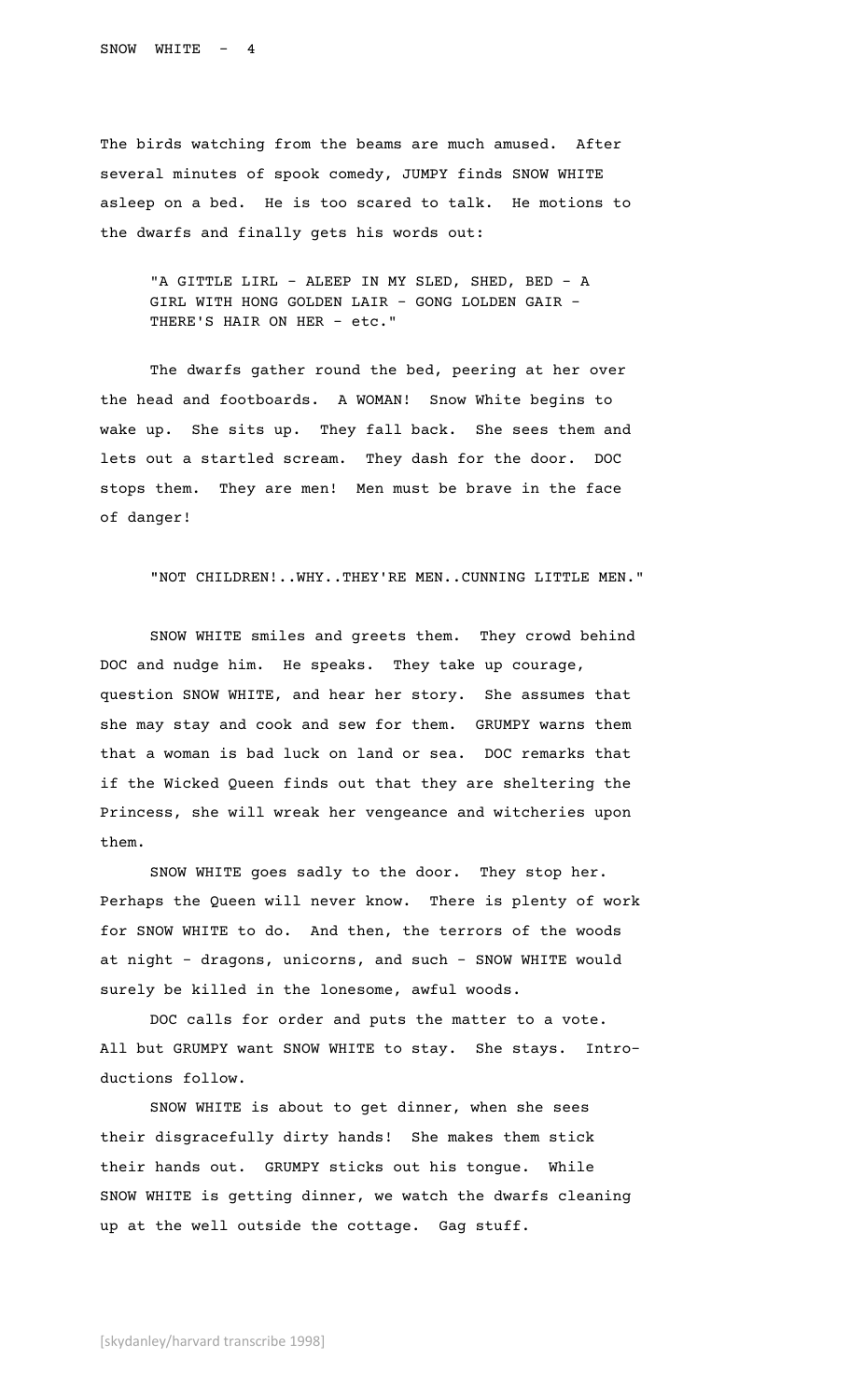The birds watching from the beams are much amused. After several minutes of spook comedy, JUMPY finds SNOW WHITE asleep on a bed. He is too scared to talk. He motions to the dwarfs and finally gets his words out:

> "A GITTLE LIRL - ALEEP IN MY SLED, SHED, BED - A GIRL WITH HONG GOLDEN LAIR - GONG LOLDEN GAIR - THERE'S HAIR ON HER - etc."

The dwarfs gather round the bed, peering at her over the head and footboards. A WOMAN! Snow White begins to wake up. She sits up. They fall back. She sees them and lets out a startled scream. They dash for the door. DOC stops them. They are men! Men must be brave in the face of danger!

> "NOT CHILDREN!..WHY..THEY'RE MEN..CUNNING LITTLE MEN."

SNOW WHITE smiles and greets them. They crowd behind DOC and nudge him. He speaks. They take up courage, question SNOW WHITE, and hear her story. She assumes that she may stay and cook and sew for them. GRUMPY warns them that a woman is bad luck on land or sea. DOC remarks that if the Wicked Queen finds out that they are sheltering the Princess, she will wreak her vengeance and witcheries upon them.

SNOW WHITE goes sadly to the door. They stop her. Perhaps the Queen will never know. There is plenty of work for SNOW WHITE to do. And then, the terrors of the woods at night - dragons, unicorns, and such - SNOW WHITE would surely be killed in the lonesome, awful woods.

DOC calls for order and puts the matter to a vote. All but GRUMPY want SNOW WHITE to stay. She stays. Introductions follow.

SNOW WHITE is about to get dinner, when she sees their disgracefully dirty hands! She makes them stick their hands out. GRUMPY sticks out his tongue. While SNOW WHITE is getting dinner, we watch the dwarfs cleaning up at the well outside the cottage. Gag stuff.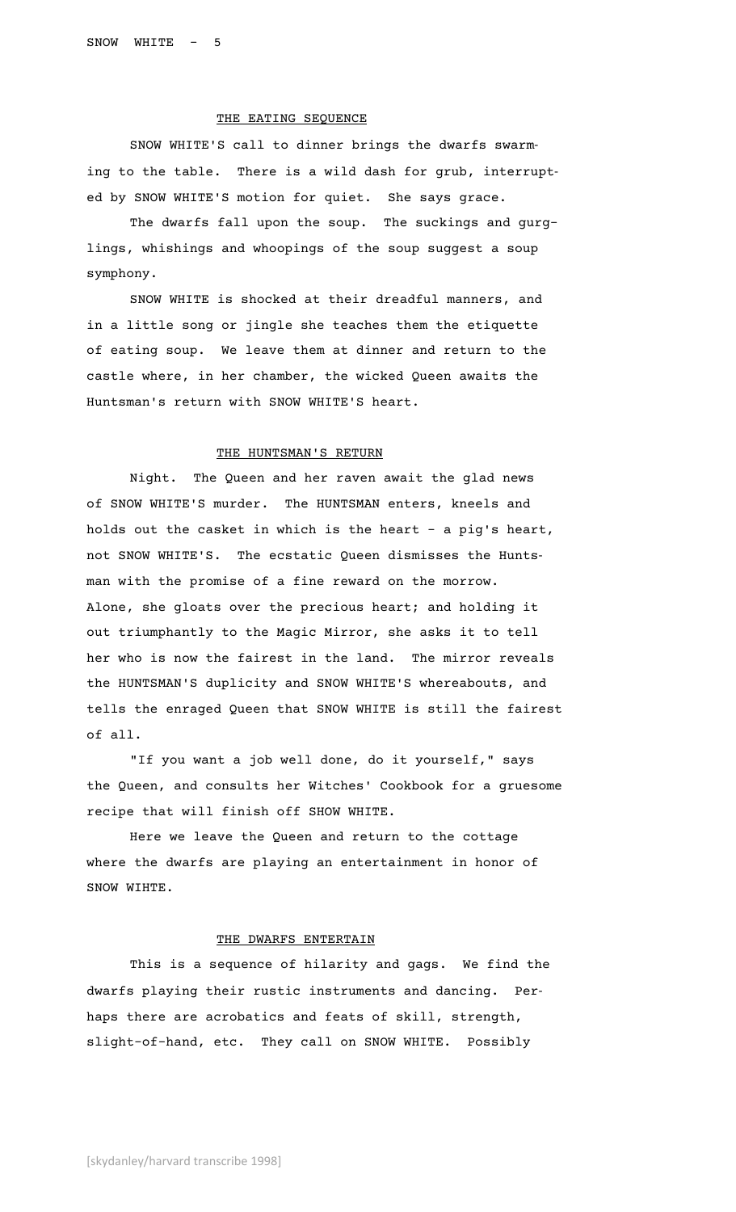## THE EATING SEQUENCE

SNOW WHITE'S call to dinner brings the dwarfs swarming to the table. There is a wild dash for grub, interrupted by SNOW WHITE'S motion for quiet. She says grace.

The dwarfs fall upon the soup. The suckings and gurglings, whishings and whoopings of the soup suggest a soup symphony.

SNOW WHITE is shocked at their dreadful manners, and in a little song or jingle she teaches them the etiquette of eating soup. We leave them at dinner and return to the castle where, in her chamber, the wicked Queen awaits the Huntsman's return with SNOW WHITE'S heart.

## THE HUNTSMAN'S RETURN

Night. The Queen and her raven await the glad news of SNOW WHITE'S murder. The HUNTSMAN enters, kneels and holds out the casket in which is the heart - a pig's heart, not SNOW WHITE'S. The ecstatic Queen dismisses the Huntsman with the promise of a fine reward on the morrow. Alone, she gloats over the precious heart; and holding it out triumphantly to the Magic Mirror, she asks it to tell her who is now the fairest in the land. The mirror reveals the HUNTSMAN'S duplicity and SNOW WHITE'S whereabouts, and tells the enraged Queen that SNOW WHITE is still the fairest of all.

"If you want a job well done, do it yourself," says the Queen, and consults her Witches' Cookbook for a gruesome recipe that will finish off SHOW WHITE.

Here we leave the Queen and return to the cottage where the dwarfs are playing an entertainment in honor of SNOW WIHTE.

## THE DWARFS ENTERTAIN

This is a sequence of hilarity and gags. We find the dwarfs playing their rustic instruments and dancing. Perhaps there are acrobatics and feats of skill, strength, slight-of-hand, etc. They call on SNOW WHITE. Possibly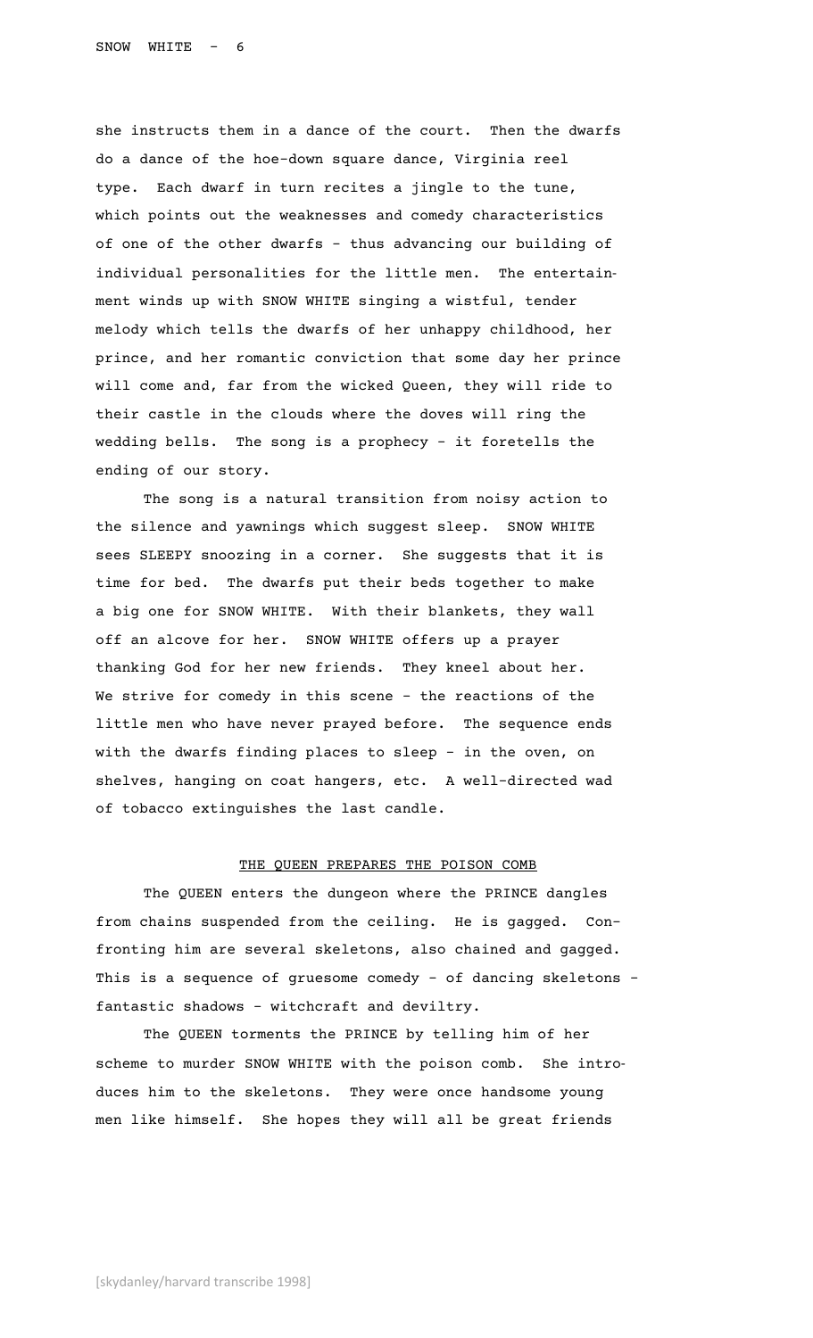she instructs them in a dance of the court. Then the dwarfs do a dance of the hoe-down square dance, Virginia reel type. Each dwarf in turn recites a jingle to the tune, which points out the weaknesses and comedy characteristics of one of the other dwarfs - thus advancing our building of individual personalities for the little men. The entertainment winds up with SNOW WHITE singing a wistful, tender melody which tells the dwarfs of her unhappy childhood, her prince, and her romantic conviction that some day her prince will come and, far from the wicked Queen, they will ride to their castle in the clouds where the doves will ring the wedding bells. The song is a prophecy - it foretells the ending of our story.

The song is a natural transition from noisy action to the silence and yawnings which suggest sleep. SNOW WHITE sees SLEEPY snoozing in a corner. She suggests that it is time for bed. The dwarfs put their beds together to make a big one for SNOW WHITE. With their blankets, they wall off an alcove for her. SNOW WHITE offers up a prayer thanking God for her new friends. They kneel about her. We strive for comedy in this scene - the reactions of the little men who have never prayed before. The sequence ends with the dwarfs finding places to sleep - in the oven, on shelves, hanging on coat hangers, etc. A well-directed wad of tobacco extinguishes the last candle.

## THE QUEEN PREPARES THE POISON COMB

The QUEEN enters the dungeon where the PRINCE dangles from chains suspended from the ceiling. He is gagged. Confronting him are several skeletons, also chained and gagged. This is a sequence of gruesome comedy - of dancing skeletons - fantastic shadows - witchcraft and deviltry.

The QUEEN torments the PRINCE by telling him of her scheme to murder SNOW WHITE with the poison comb. She introduces him to the skeletons. They were once handsome young men like himself. She hopes they will all be great friends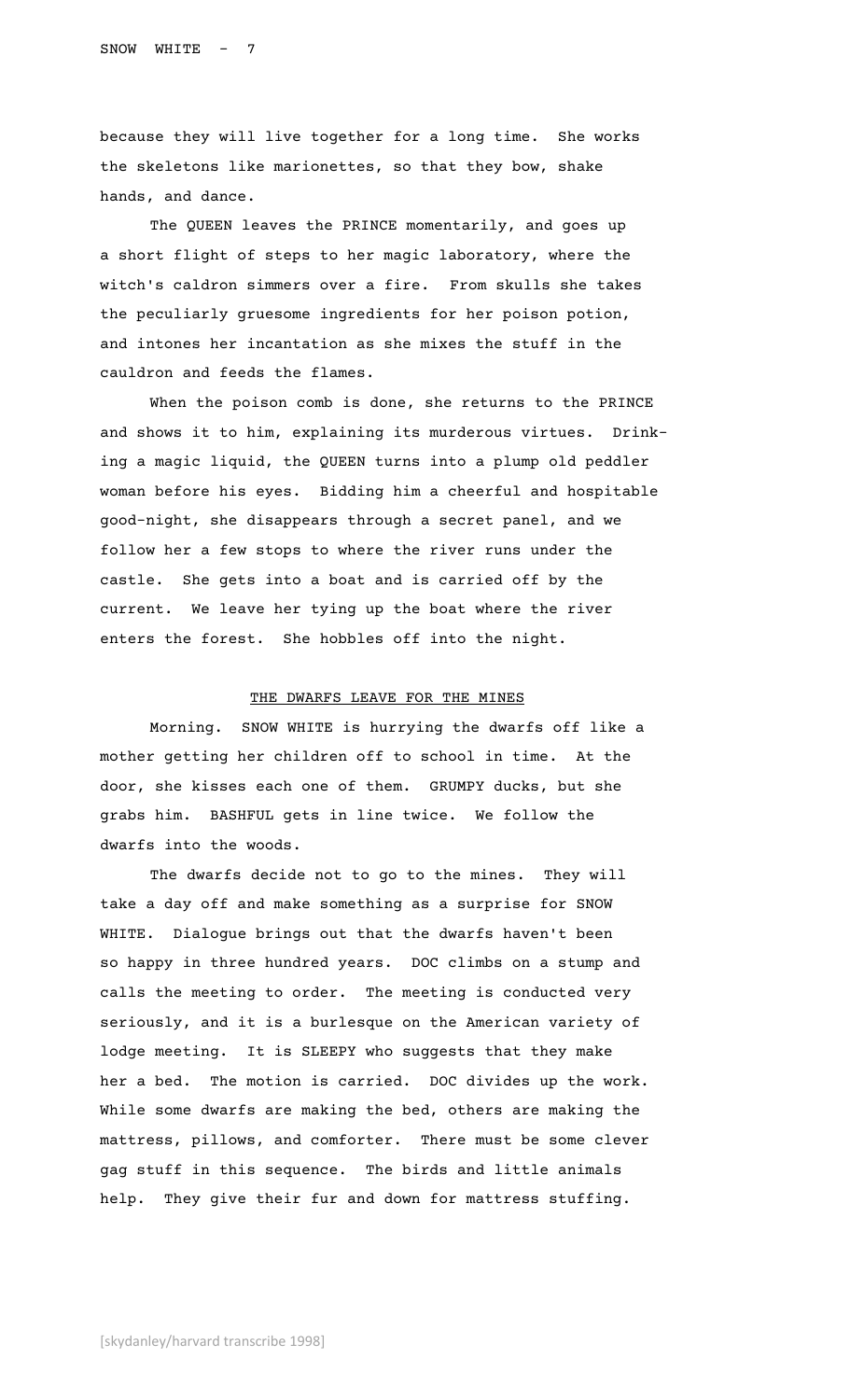because they will live together for a long time. She works the skeletons like marionettes, so that they bow, shake hands, and dance.

The QUEEN leaves the PRINCE momentarily, and goes up a short flight of steps to her magic laboratory, where the witch's caldron simmers over a fire. From skulls she takes the peculiarly gruesome ingredients for her poison potion, and intones her incantation as she mixes the stuff in the cauldron and feeds the flames.

When the poison comb is done, she returns to the PRINCE and shows it to him, explaining its murderous virtues. Drinking a magic liquid, the QUEEN turns into a plump old peddler woman before his eyes. Bidding him a cheerful and hospitable good-night, she disappears through a secret panel, and we follow her a few stops to where the river runs under the castle. She gets into a boat and is carried off by the current. We leave her tying up the boat where the river enters the forest. She hobbles off into the night.

## THE DWARFS LEAVE FOR THE MINES

Morning. SNOW WHITE is hurrying the dwarfs off like a mother getting her children off to school in time. At the door, she kisses each one of them. GRUMPY ducks, but she grabs him. BASHFUL gets in line twice. We follow the dwarfs into the woods.

The dwarfs decide not to go to the mines. They will take a day off and make something as a surprise for SNOW WHITE. Dialogue brings out that the dwarfs haven't been so happy in three hundred years. DOC climbs on a stump and calls the meeting to order. The meeting is conducted very seriously, and it is a burlesque on the American variety of lodge meeting. It is SLEEPY who suggests that they make her a bed. The motion is carried. DOC divides up the work. While some dwarfs are making the bed, others are making the mattress, pillows, and comforter. There must be some clever gag stuff in this sequence. The birds and little animals help. They give their fur and down for mattress stuffing.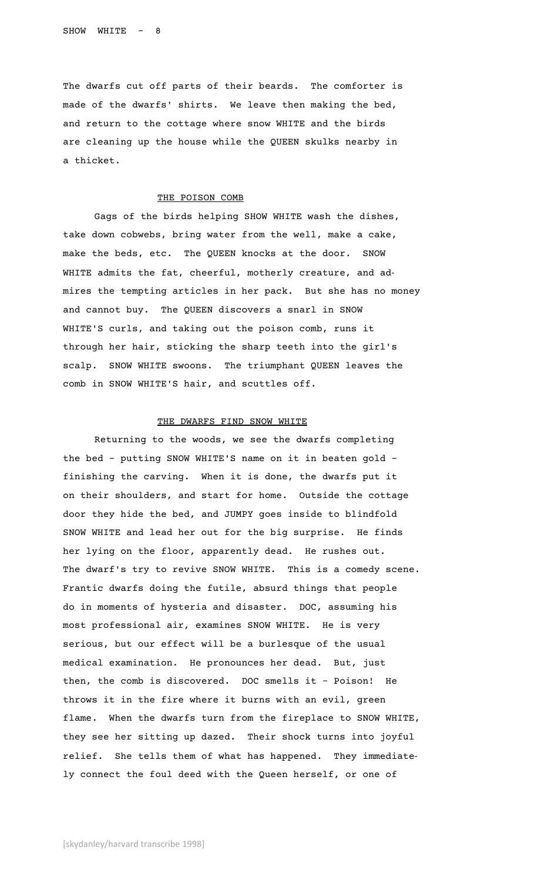The dwarfs cut off parts of their beards. The comforter is made of the dwarfs' shirts. We leave then making the bed, and return to the cottage where snow WHITE and the birds are cleaning up the house while the QUEEN skulks nearby in a thicket.

## THE POISON COMB

Gags of the birds helping SHOW WHITE wash the dishes, take down cobwebs, bring water from the well, make a cake, make the beds, etc. The QUEEN knocks at the door. SNOW WHITE admits the fat, cheerful, motherly creature, and admires the tempting articles in her pack. But she has no money and cannot buy. The QUEEN discovers a snarl in SNOW WHITE'S curls, and taking out the poison comb, runs it through her hair, sticking the sharp teeth into the girl's scalp. SNOW WHITE swoons. The triumphant QUEEN leaves the comb in SNOW WHITE'S hair, and scuttles off.

## THE DWARFS FIND SNOW WHITE

Returning to the woods, we see the dwarfs completing the bed - putting SNOW WHITE'S name on it in beaten gold - finishing the carving. When it is done, the dwarfs put it on their shoulders, and start for home. Outside the cottage door they hide the bed, and JUMPY goes inside to blindfold SNOW WHITE and lead her out for the big surprise. He finds her lying on the floor, apparently dead. He rushes out. The dwarf's try to revive SNOW WHITE. This is a comedy scene. Frantic dwarfs doing the futile, absurd things that people do in moments of hysteria and disaster. DOC, assuming his most professional air, examines SNOW WHITE. He is very serious, but our effect will be a burlesque of the usual medical examination. He pronounces her dead. But, just then, the comb is discovered. DOC smells it - Poison! He throws it in the fire where it burns with an evil, green flame. When the dwarfs turn from the fireplace to SNOW WHITE, they see her sitting up dazed. Their shock turns into joyful relief. She tells them of what has happened. They immediately connect the foul deed with the Queen herself, or one of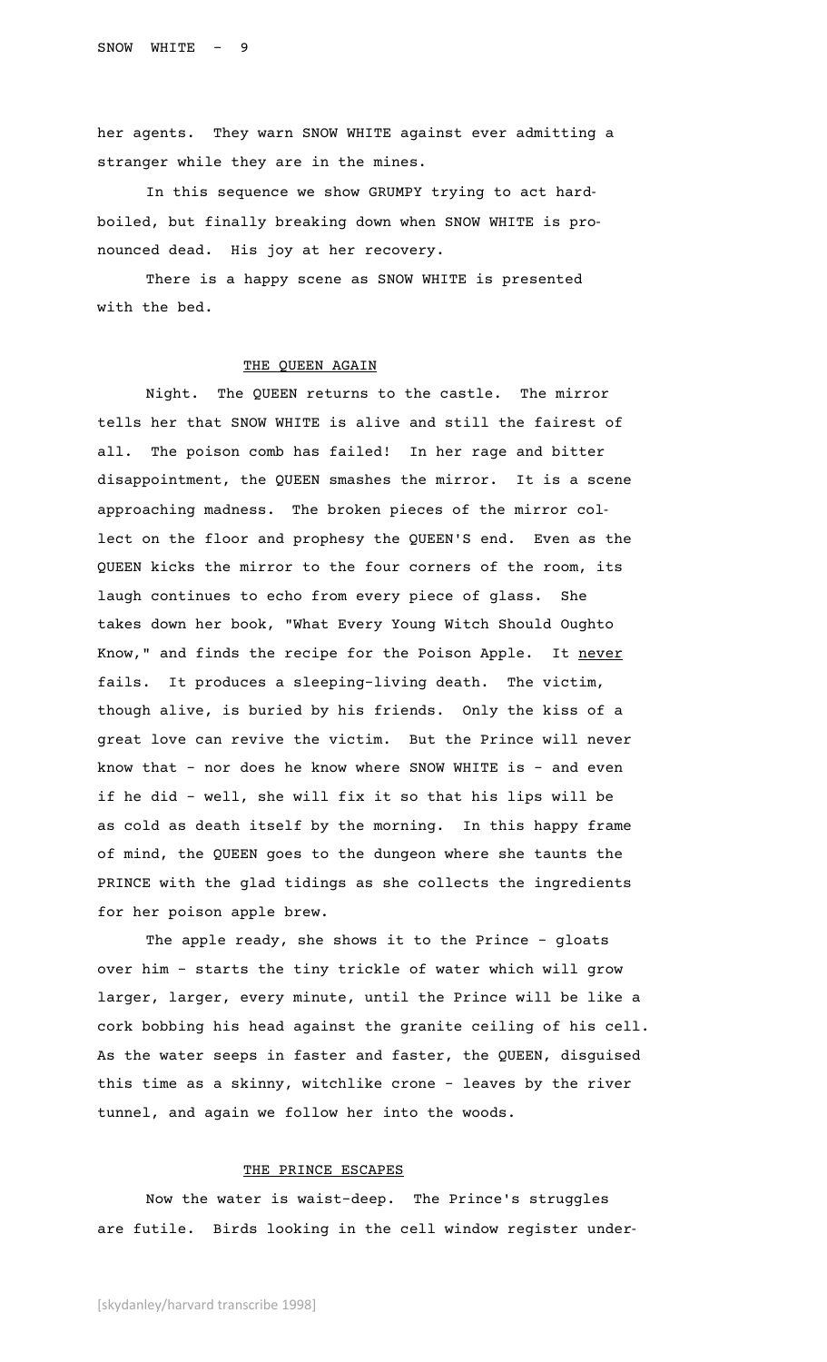her agents. They warn SNOW WHITE against ever admitting a stranger while they are in the mines.

In this sequence we show GRUMPY trying to act hard-boiled, but finally breaking down when SNOW WHITE is pronounced dead. His joy at her recovery.

There is a happy scene as SNOW WHITE is presented with the bed.

## THE QUEEN AGAIN

Night. The QUEEN returns to the castle. The mirror tells her that SNOW WHITE is alive and still the fairest of all. The poison comb has failed! In her rage and bitter disappointment, the QUEEN smashes the mirror. It is a scene approaching madness. The broken pieces of the mirror collect on the floor and prophesy the QUEEN'S end. Even as the QUEEN kicks the mirror to the four corners of the room, its laugh continues to echo from every piece of glass. She takes down her book, "What Every Young Witch Should Oughto Know," and finds the recipe for the Poison Apple. It never fails. It produces a sleeping-living death. The victim, though alive, is buried by his friends. Only the kiss of a great love can revive the victim. But the Prince will never know that - nor does he know where SNOW WHITE is - and even if he did - well, she will fix it so that his lips will be as cold as death itself by the morning. In this happy frame of mind, the QUEEN goes to the dungeon where she taunts the PRINCE with the glad tidings as she collects the ingredients for her poison apple brew.

The apple ready, she shows it to the Prince - gloats over him - starts the tiny trickle of water which will grow larger, larger, every minute, until the Prince will be like a cork bobbing his head against the granite ceiling of his cell. As the water seeps in faster and faster, the QUEEN, disguised this time as a skinny, witchlike crone - leaves by the river tunnel, and again we follow her into the woods.

## THE PRINCE ESCAPES

Now the water is waist-deep. The Prince's struggles are futile. Birds looking in the cell window register under-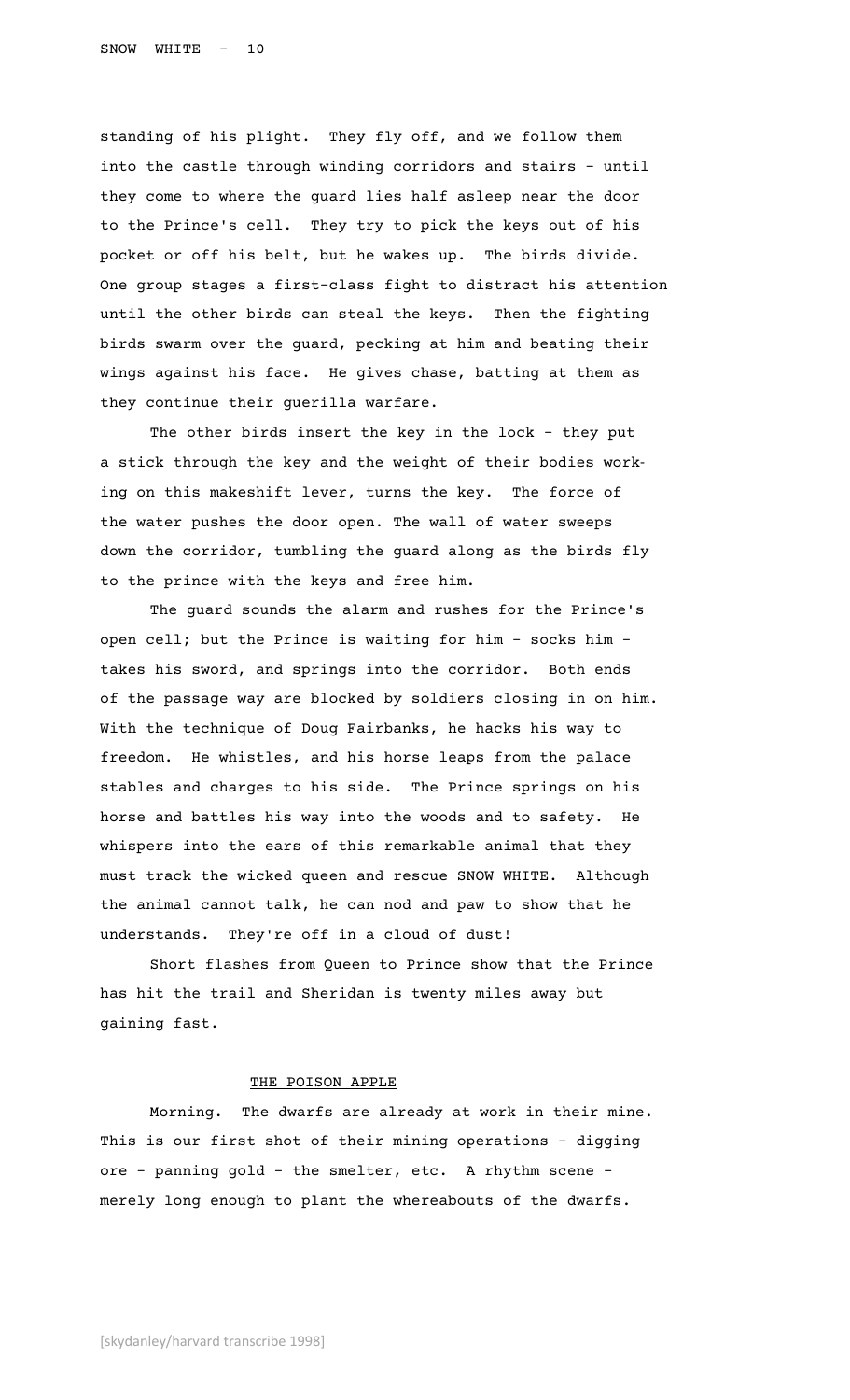standing of his plight. They fly off, and we follow them into the castle through winding corridors and stairs - until they come to where the guard lies half asleep near the door to the Prince's cell. They try to pick the keys out of his pocket or off his belt, but he wakes up. The birds divide. One group stages a first-class fight to distract his attention until the other birds can steal the keys. Then the fighting birds swarm over the guard, pecking at him and beating their wings against his face. He gives chase, batting at them as they continue their guerilla warfare.

The other birds insert the key in the lock - they put a stick through the key and the weight of their bodies working on this makeshift lever, turns the key. The force of the water pushes the door open. The wall of water sweeps down the corridor, tumbling the guard along as the birds fly to the prince with the keys and free him.

The guard sounds the alarm and rushes for the Prince's open cell; but the Prince is waiting for him - socks him - takes his sword, and springs into the corridor. Both ends of the passage way are blocked by soldiers closing in on him. With the technique of Doug Fairbanks, he hacks his way to freedom. He whistles, and his horse leaps from the palace stables and charges to his side. The Prince springs on his horse and battles his way into the woods and to safety. He whispers into the ears of this remarkable animal that they must track the wicked queen and rescue SNOW WHITE. Although the animal cannot talk, he can nod and paw to show that he understands. They're off in a cloud of dust!

Short flashes from Queen to Prince show that the Prince has hit the trail and Sheridan is twenty miles away but gaining fast.

## THE POISON APPLE

Morning. The dwarfs are already at work in their mine. This is our first shot of their mining operations - digging ore - panning gold - the smelter, etc. A rhythm scene - merely long enough to plant the whereabouts of the dwarfs.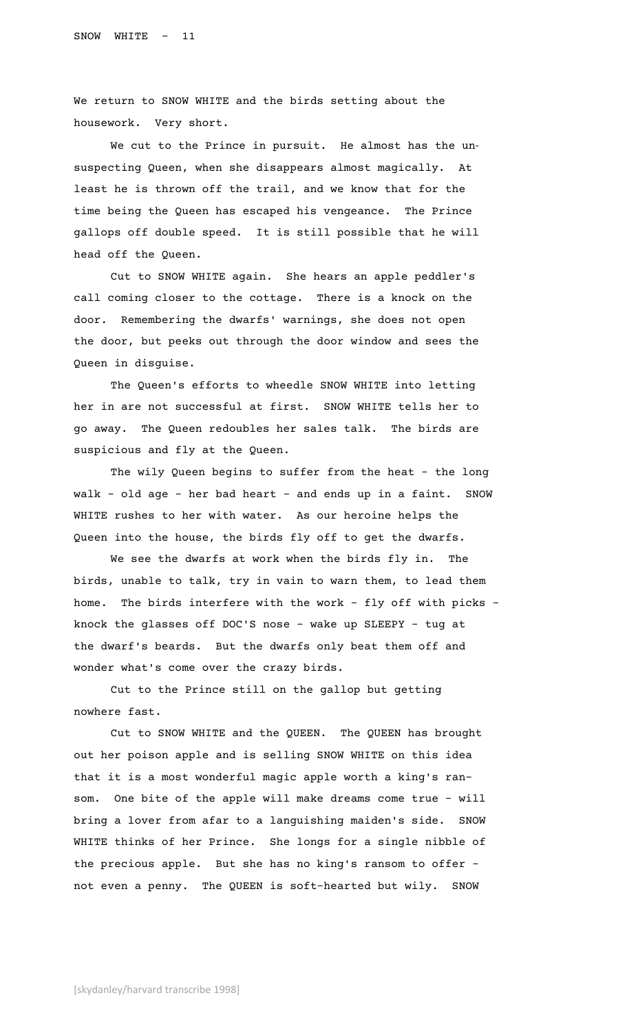We return to SNOW WHITE and the birds setting about the housework. Very short.

We cut to the Prince in pursuit. He almost has the unsuspecting Queen, when she disappears almost magically. At least he is thrown off the trail, and we know that for the time being the Queen has escaped his vengeance. The Prince gallops off double speed. It is still possible that he will head off the Queen.

Cut to SNOW WHITE again. She hears an apple peddler's call coming closer to the cottage. There is a knock on the door. Remembering the dwarfs' warnings, she does not open the door, but peeks out through the door window and sees the Queen in disguise.

The Queen's efforts to wheedle SNOW WHITE into letting her in are not successful at first. SNOW WHITE tells her to go away. The Queen redoubles her sales talk. The birds are suspicious and fly at the Queen.

The wily Queen begins to suffer from the heat - the long walk - old age - her bad heart - and ends up in a faint. SNOW WHITE rushes to her with water. As our heroine helps the Queen into the house, the birds fly off to get the dwarfs.

We see the dwarfs at work when the birds fly in. The birds, unable to talk, try in vain to warn them, to lead them home. The birds interfere with the work - fly off with picks - knock the glasses off DOC'S nose - wake up SLEEPY - tug at the dwarf's beards. But the dwarfs only beat them off and wonder what's come over the crazy birds.

Cut to the Prince still on the gallop but getting nowhere fast.

Cut to SNOW WHITE and the QUEEN. The QUEEN has brought out her poison apple and is selling SNOW WHITE on this idea that it is a most wonderful magic apple worth a king's ransom. One bite of the apple will make dreams come true - will bring a lover from afar to a languishing maiden's side. SNOW WHITE thinks of her Prince. She longs for a single nibble of the precious apple. But she has no king's ransom to offer - not even a penny. The QUEEN is soft-hearted but wily. SNOW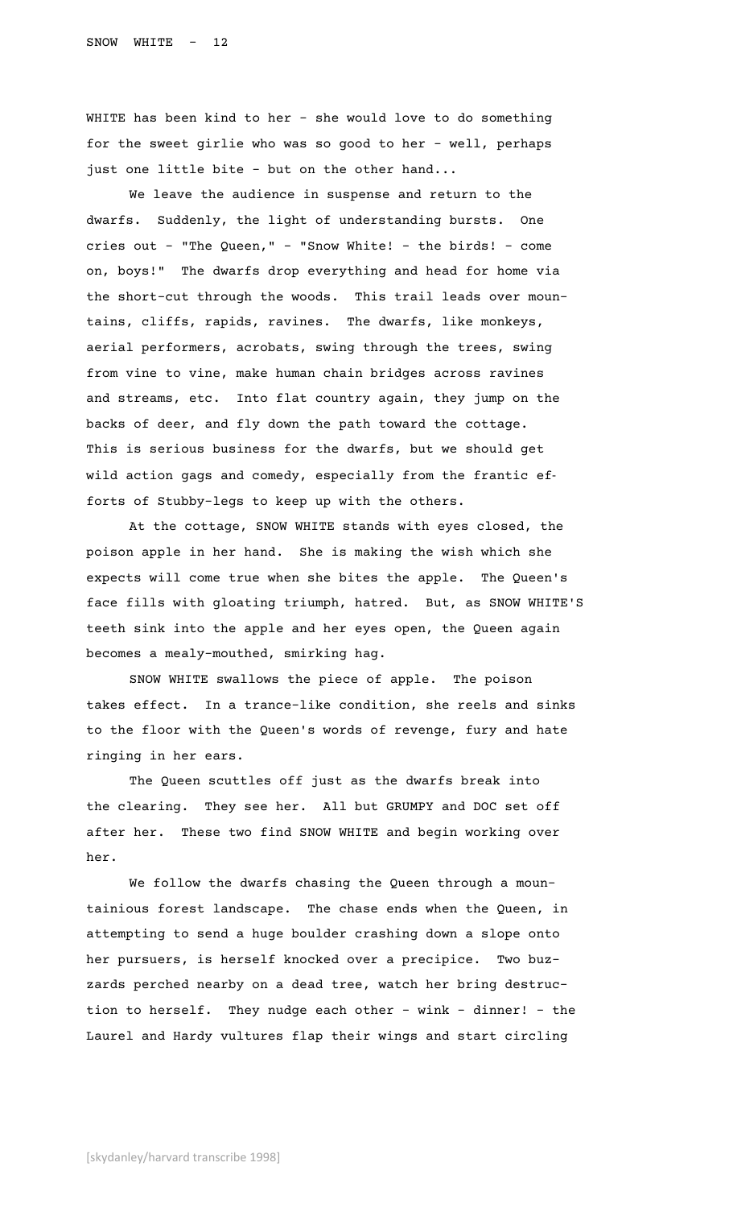WHITE has been kind to her - she would love to do something for the sweet girlie who was so good to her - well, perhaps just one little bite - but on the other hand...

We leave the audience in suspense and return to the dwarfs. Suddenly, the light of understanding bursts. One cries out - "The Queen," - "Snow White! - the birds! - come on, boys!" The dwarfs drop everything and head for home via the short-cut through the woods. This trail leads over mountains, cliffs, rapids, ravines. The dwarfs, like monkeys, aerial performers, acrobats, swing through the trees, swing from vine to vine, make human chain bridges across ravines and streams, etc. Into flat country again, they jump on the backs of deer, and fly down the path toward the cottage. This is serious business for the dwarfs, but we should get wild action gags and comedy, especially from the frantic efforts of Stubby-legs to keep up with the others.

At the cottage, SNOW WHITE stands with eyes closed, the poison apple in her hand. She is making the wish which she expects will come true when she bites the apple. The Queen's face fills with gloating triumph, hatred. But, as SNOW WHITE'S teeth sink into the apple and her eyes open, the Queen again becomes a mealy-mouthed, smirking hag.

SNOW WHITE swallows the piece of apple. The poison takes effect. In a trance-like condition, she reels and sinks to the floor with the Queen's words of revenge, fury and hate ringing in her ears.

The Queen scuttles off just as the dwarfs break into the clearing. They see her. All but GRUMPY and DOC set off after her. These two find SNOW WHITE and begin working over her.

We follow the dwarfs chasing the Queen through a mountainious forest landscape. The chase ends when the Queen, in attempting to send a huge boulder crashing down a slope onto her pursuers, is herself knocked over a precipice. Two buzzards perched nearby on a dead tree, watch her bring destruction to herself. They nudge each other - wink - dinner! - the Laurel and Hardy vultures flap their wings and start circling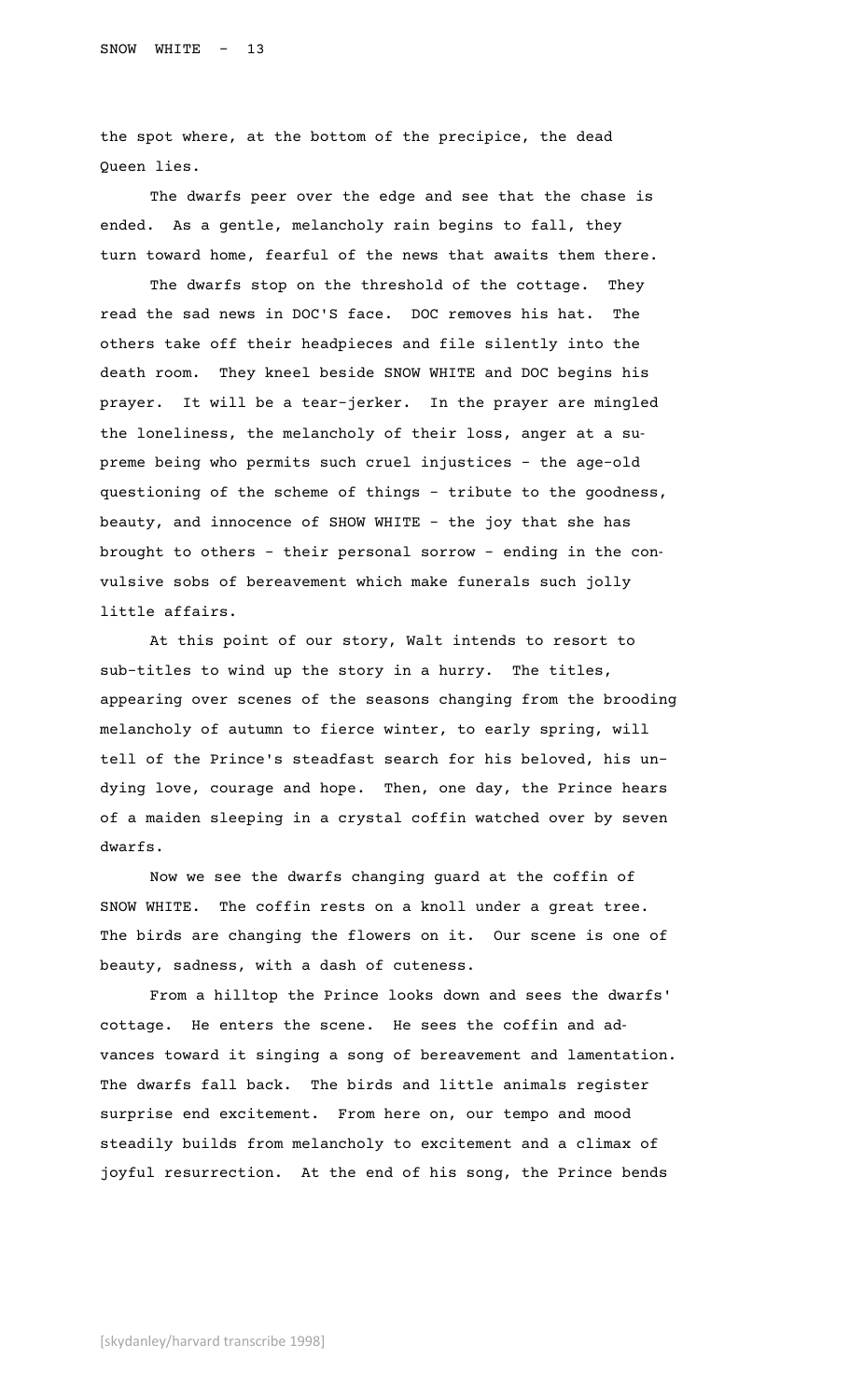the spot where, at the bottom of the precipice, the dead Queen lies.

The dwarfs peer over the edge and see that the chase is ended. As a gentle, melancholy rain begins to fall, they turn toward home, fearful of the news that awaits them there.

The dwarfs stop on the threshold of the cottage. They read the sad news in DOC'S face. DOC removes his hat. The others take off their headpieces and file silently into the death room. They kneel beside SNOW WHITE and DOC begins his prayer. It will be a tear-jerker. In the prayer are mingled the loneliness, the melancholy of their loss, anger at a supreme being who permits such cruel injustices - the age-old questioning of the scheme of things - tribute to the goodness, beauty, and innocence of SHOW WHITE - the joy that she has brought to others - their personal sorrow - ending in the convulsive sobs of bereavement which make funerals such jolly little affairs.

At this point of our story, Walt intends to resort to sub-titles to wind up the story in a hurry. The titles, appearing over scenes of the seasons changing from the brooding melancholy of autumn to fierce winter, to early spring, will tell of the Prince's steadfast search for his beloved, his undying love, courage and hope. Then, one day, the Prince hears of a maiden sleeping in a crystal coffin watched over by seven dwarfs.

Now we see the dwarfs changing guard at the coffin of SNOW WHITE. The coffin rests on a knoll under a great tree. The birds are changing the flowers on it. Our scene is one of beauty, sadness, with a dash of cuteness.

From a hilltop the Prince looks down and sees the dwarfs' cottage. He enters the scene. He sees the coffin and advances toward it singing a song of bereavement and lamentation. The dwarfs fall back. The birds and little animals register surprise end excitement. From here on, our tempo and mood steadily builds from melancholy to excitement and a climax of joyful resurrection. At the end of his song, the Prince bends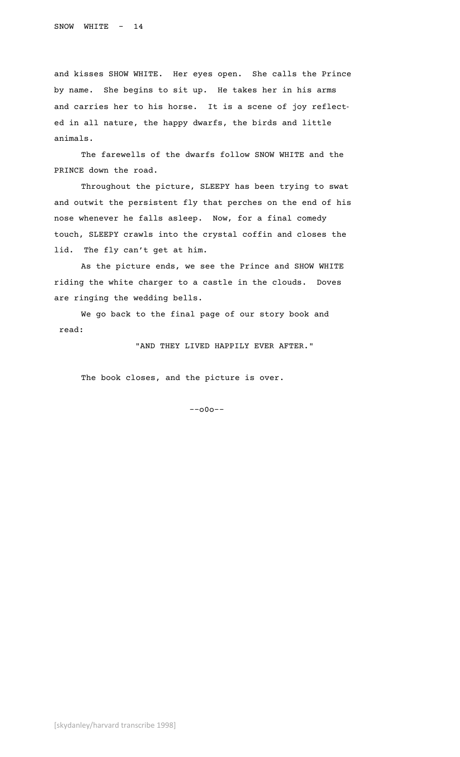and kisses SHOW WHITE. Her eyes open. She calls the Prince by name. She begins to sit up. He takes her in his arms and carries her to his horse. It is a scene of joy reflected in all nature, the happy dwarfs, the birds and little animals.

The farewells of the dwarfs follow SNOW WHITE and the PRINCE down the road.

Throughout the picture, SLEEPY has been trying to swat and outwit the persistent fly that perches on the end of his nose whenever he falls asleep. Now, for a final comedy touch, SLEEPY crawls into the crystal coffin and closes the lid. The fly can't get at him.

As the picture ends, we see the Prince and SHOW WHITE riding the white charger to a castle in the clouds. Doves are ringing the wedding bells.

We go back to the final page of our story book and read:

"AND THEY LIVED HAPPILY EVER AFTER."

The book closes, and the picture is over.

--o0o--

[skydanley/harvard transcribe 1998]